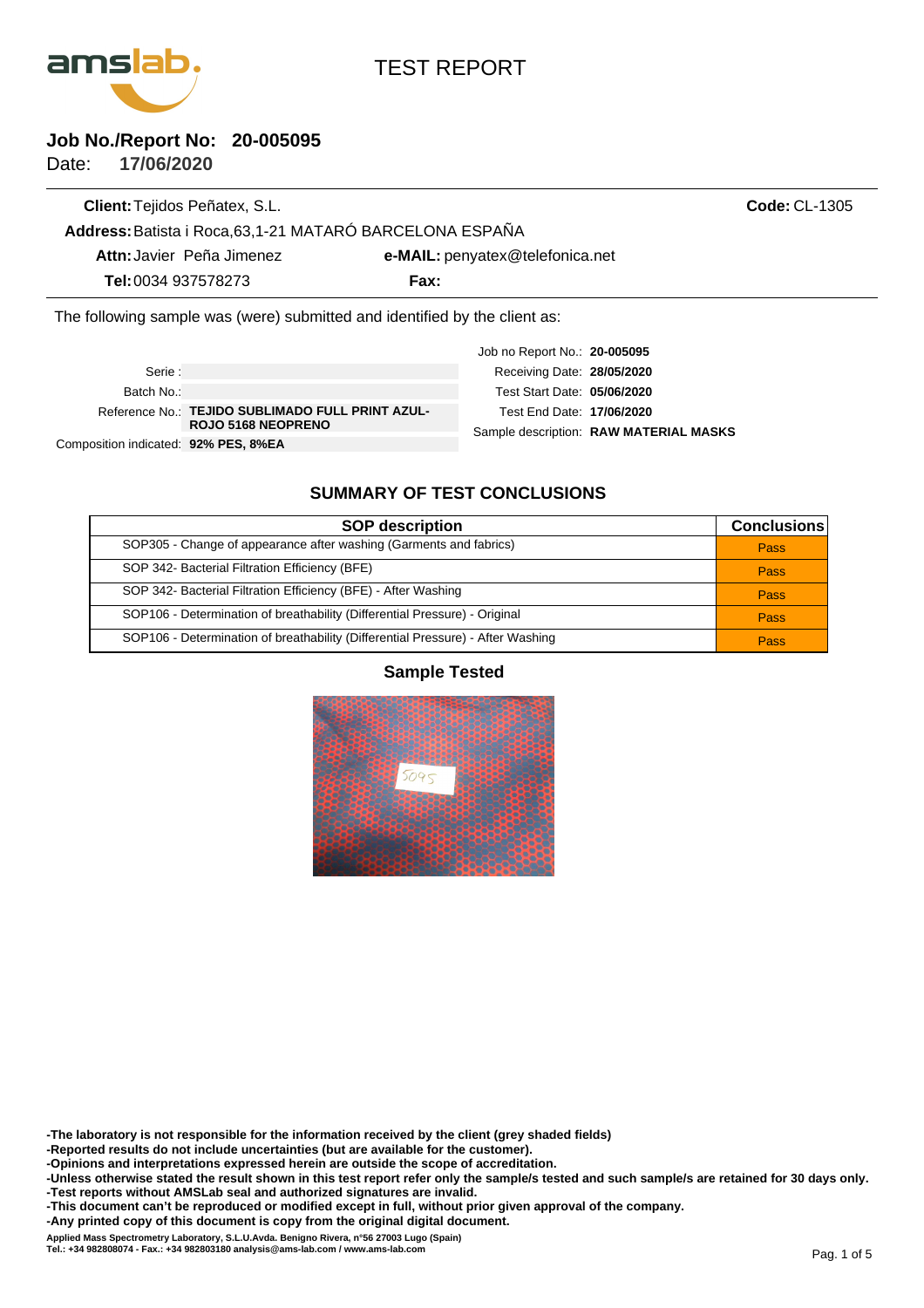# TEST REPORT

**Job No./Report No: 20-005095**
Date: **17/06/2020**

**Client:** Tejidos Peñatex, S.L. **Code:** CL-1305
**Address:** Batista i Roca,63,1-21 MATARÓ BARCELONA ESPAÑA
**Attn:** Javier Peña Jimenez **e-MAIL:** penyatex@telefonica.net
**Tel:** 0034 937578273 **Fax:**

The following sample was (were) submitted and identified by the client as:

Serie :
Batch No.:
Reference No.: **TEJIDO SUBLIMADO FULL PRINT AZUL-ROJO 5168 NEOPRENO**
Composition indicated: **92% PES, 8%EA**

Job no Report No.: **20-005095**
Receiving Date: **28/05/2020**
Test Start Date: **05/06/2020**
Test End Date: **17/06/2020**
Sample description: **RAW MATERIAL MASKS**

## SUMMARY OF TEST CONCLUSIONS

| SOP description | Conclusions |
|---|---|
| SOP305 - Change of appearance after washing (Garments and fabrics) | Pass |
| SOP 342- Bacterial Filtration Efficiency (BFE) | Pass |
| SOP 342- Bacterial Filtration Efficiency (BFE) - After Washing | Pass |
| SOP106 - Determination of breathability (Differential Pressure) - Original | Pass |
| SOP106 - Determination of breathability (Differential Pressure) - After Washing | Pass |

## Sample Tested

**-The laboratory is not responsible for the information received by the client (grey shaded fields)**
**-Reported results do not include uncertainties (but are available for the customer).**
**-Opinions and interpretations expressed herein are outside the scope of accreditation.**
**-Unless otherwise stated the result shown in this test report refer only the sample/s tested and such sample/s are retained for 30 days only.**
**-Test reports without AMSLab seal and authorized signatures are invalid.**
**-This document can't be reproduced or modified except in full, without prior given approval of the company.**
**-Any printed copy of this document is copy from the original digital document.**

**Applied Mass Spectrometry Laboratory, S.L.U.Avda. Benigno Rivera, nº56 27003 Lugo (Spain)**
**Tel.: +34 982808074 - Fax.: +34 982803180 analysis@ams-lab.com / www.ams-lab.com**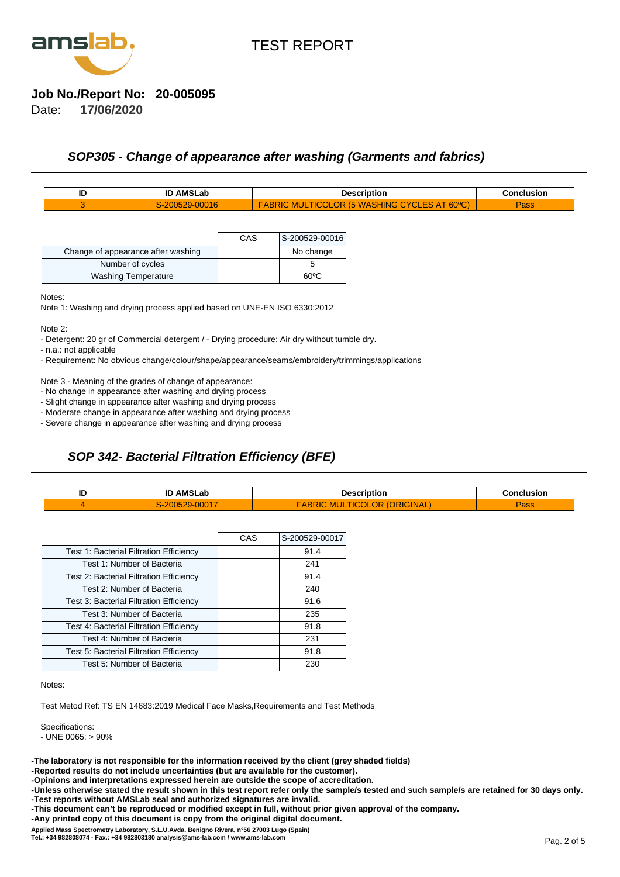TEST REPORT

**Job No./Report No: 20-005095**

Date: **17/06/2020**

## *SOP305 - Change of appearance after washing (Garments and fabrics)*

| ID | ID AMSLab | Description | Conclusion |
|---|---|---|---|
| 3 | S-200529-00016 | FABRIC MULTICOLOR (5 WASHING CYCLES AT 60ºC) | Pass |

| | CAS | S-200529-00016 |
|---|---|---|
| Change of appearance after washing | | No change |
| Number of cycles | | 5 |
| Washing Temperature | | 60ºC |

Notes:

Note 1: Washing and drying process applied based on UNE-EN ISO 6330:2012

Note 2:

- Detergent: 20 gr of Commercial detergent / - Drying procedure: Air dry without tumble dry.
- n.a.: not applicable
- Requirement: No obvious change/colour/shape/appearance/seams/embroidery/trimmings/applications

Note 3 - Meaning of the grades of change of appearance:

- No change in appearance after washing and drying process
- Slight change in appearance after washing and drying process
- Moderate change in appearance after washing and drying process
- Severe change in appearance after washing and drying process

## *SOP 342- Bacterial Filtration Efficiency (BFE)*

| ID | ID AMSLab | Description | Conclusion |
|---|---|---|---|
| 4 | S-200529-00017 | FABRIC MULTICOLOR (ORIGINAL) | Pass |

| | CAS | S-200529-00017 |
|---|---|---|
| Test 1: Bacterial Filtration Efficiency | | 91.4 |
| Test 1: Number of Bacteria | | 241 |
| Test 2: Bacterial Filtration Efficiency | | 91.4 |
| Test 2: Number of Bacteria | | 240 |
| Test 3: Bacterial Filtration Efficiency | | 91.6 |
| Test 3: Number of Bacteria | | 235 |
| Test 4: Bacterial Filtration Efficiency | | 91.8 |
| Test 4: Number of Bacteria | | 231 |
| Test 5: Bacterial Filtration Efficiency | | 91.8 |
| Test 5: Number of Bacteria | | 230 |

Notes:

Test Metod Ref: TS EN 14683:2019 Medical Face Masks,Requirements and Test Methods

Specifications:
- UNE 0065: > 90%

**-The laboratory is not responsible for the information received by the client (grey shaded fields)**
**-Reported results do not include uncertainties (but are available for the customer).**
**-Opinions and interpretations expressed herein are outside the scope of accreditation.**
**-Unless otherwise stated the result shown in this test report refer only the sample/s tested and such sample/s are retained for 30 days only.**
**-Test reports without AMSLab seal and authorized signatures are invalid.**
**-This document can't be reproduced or modified except in full, without prior given approval of the company.**
**-Any printed copy of this document is copy from the original digital document.**

**Applied Mass Spectrometry Laboratory, S.L.U.Avda. Benigno Rivera, nº56 27003 Lugo (Spain)**
**Tel.: +34 982808074 - Fax.: +34 982803180 analysis@ams-lab.com / www.ams-lab.com**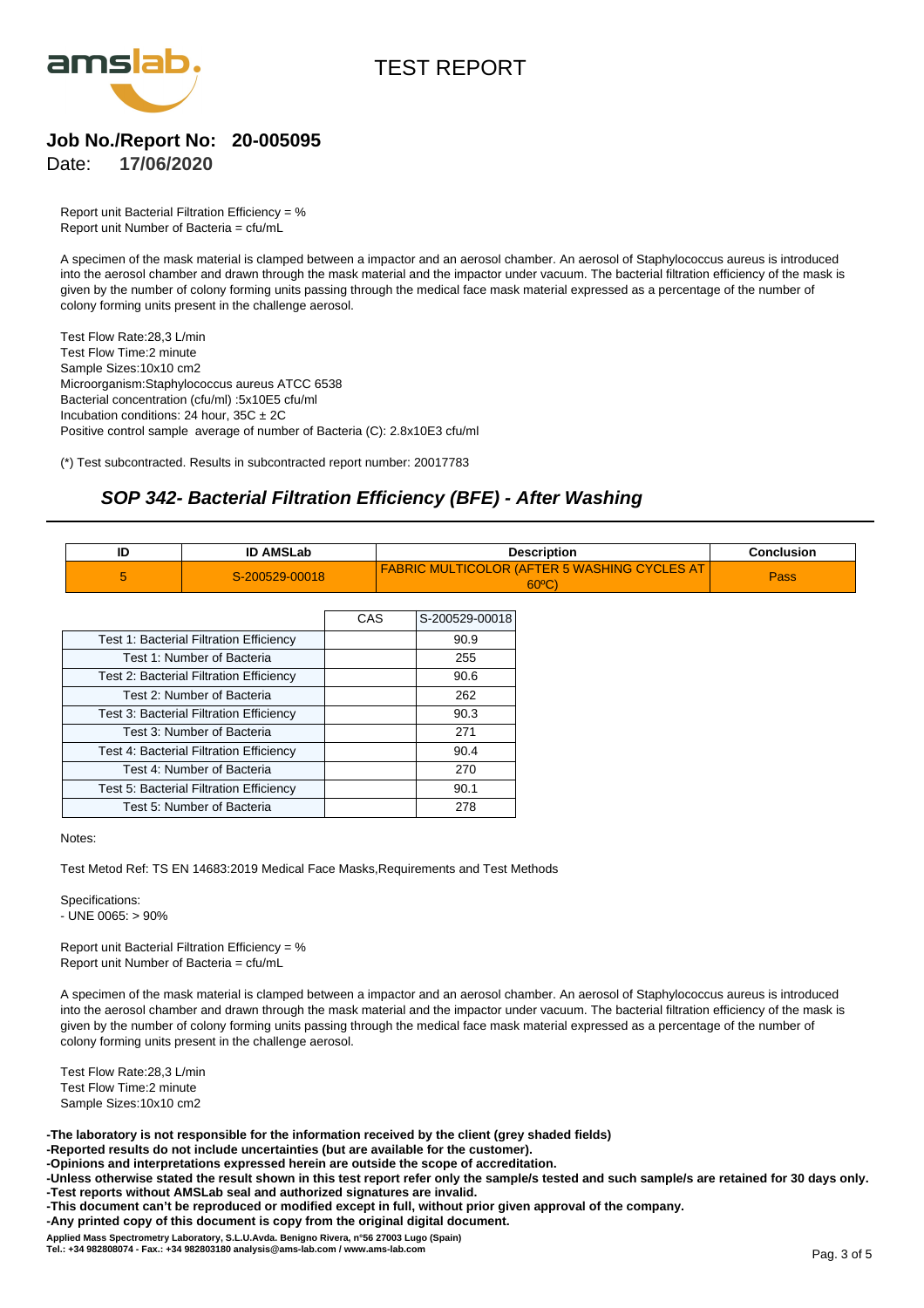# TEST REPORT

**Job No./Report No: 20-005095**
Date: **17/06/2020**

Report unit Bacterial Filtration Efficiency = %
Report unit Number of Bacteria = cfu/mL

A specimen of the mask material is clamped between a impactor and an aerosol chamber. An aerosol of Staphylococcus aureus is introduced into the aerosol chamber and drawn through the mask material and the impactor under vacuum. The bacterial filtration efficiency of the mask is given by the number of colony forming units passing through the medical face mask material expressed as a percentage of the number of colony forming units present in the challenge aerosol.

Test Flow Rate:28,3 L/min
Test Flow Time:2 minute
Sample Sizes:10x10 cm2
Microorganism:Staphylococcus aureus ATCC 6538
Bacterial concentration (cfu/ml) :5x10E5 cfu/ml
Incubation conditions: 24 hour, 35C ± 2C
Positive control sample average of number of Bacteria (C): 2.8x10E3 cfu/ml

(*) Test subcontracted. Results in subcontracted report number: 20017783

## *SOP 342- Bacterial Filtration Efficiency (BFE) - After Washing*

| ID | ID AMSLab | Description | Conclusion |
|---|---|---|---|
| 5 | S-200529-00018 | FABRIC MULTICOLOR (AFTER 5 WASHING CYCLES AT 60ºC) | Pass |

| | CAS | S-200529-00018 |
|---|---|---|
| Test 1: Bacterial Filtration Efficiency | | 90.9 |
| Test 1: Number of Bacteria | | 255 |
| Test 2: Bacterial Filtration Efficiency | | 90.6 |
| Test 2: Number of Bacteria | | 262 |
| Test 3: Bacterial Filtration Efficiency | | 90.3 |
| Test 3: Number of Bacteria | | 271 |
| Test 4: Bacterial Filtration Efficiency | | 90.4 |
| Test 4: Number of Bacteria | | 270 |
| Test 5: Bacterial Filtration Efficiency | | 90.1 |
| Test 5: Number of Bacteria | | 278 |

Notes:

Test Metod Ref: TS EN 14683:2019 Medical Face Masks,Requirements and Test Methods

Specifications:
- UNE 0065: > 90%

Report unit Bacterial Filtration Efficiency = %
Report unit Number of Bacteria = cfu/mL

A specimen of the mask material is clamped between a impactor and an aerosol chamber. An aerosol of Staphylococcus aureus is introduced into the aerosol chamber and drawn through the mask material and the impactor under vacuum. The bacterial filtration efficiency of the mask is given by the number of colony forming units passing through the medical face mask material expressed as a percentage of the number of colony forming units present in the challenge aerosol.

Test Flow Rate:28,3 L/min
Test Flow Time:2 minute
Sample Sizes:10x10 cm2

**-The laboratory is not responsible for the information received by the client (grey shaded fields)**
**-Reported results do not include uncertainties (but are available for the customer).**
**-Opinions and interpretations expressed herein are outside the scope of accreditation.**
**-Unless otherwise stated the result shown in this test report refer only the sample/s tested and such sample/s are retained for 30 days only.**
**-Test reports without AMSLab seal and authorized signatures are invalid.**
**-This document can't be reproduced or modified except in full, without prior given approval of the company.**
**-Any printed copy of this document is copy from the original digital document.**

**Applied Mass Spectrometry Laboratory, S.L.U.Avda. Benigno Rivera, nº56 27003 Lugo (Spain)**
**Tel.: +34 982808074 - Fax.: +34 982803180 analysis@ams-lab.com / www.ams-lab.com**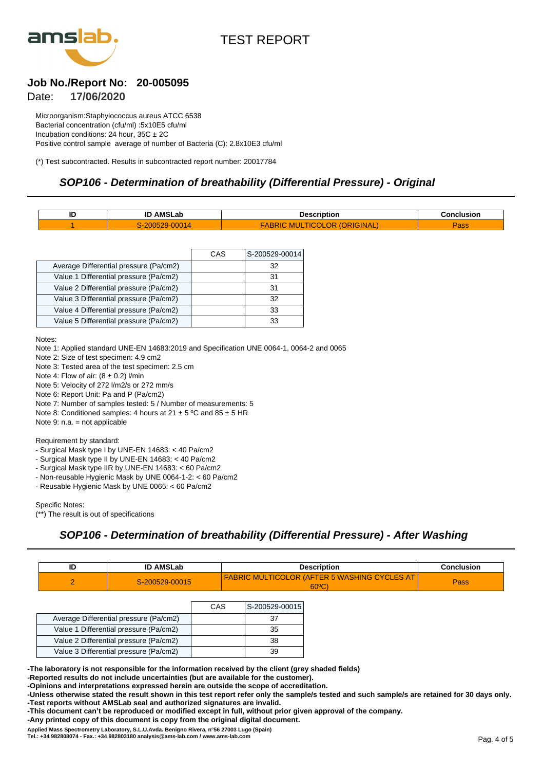# TEST REPORT

**Job No./Report No: 20-005095**

Date: **17/06/2020**

Microorganism:Staphylococcus aureus ATCC 6538
Bacterial concentration (cfu/ml) :5x10E5 cfu/ml
Incubation conditions: 24 hour, 35C ± 2C
Positive control sample average of number of Bacteria (C): 2.8x10E3 cfu/ml

(*) Test subcontracted. Results in subcontracted report number: 20017784

## *SOP106 - Determination of breathability (Differential Pressure) - Original*

| ID | ID AMSLab | Description | Conclusion |
|---|---|---|---|
| 1 | S-200529-00014 | FABRIC MULTICOLOR (ORIGINAL) | Pass |

| | CAS | S-200529-00014 |
|---|---|---|
| Average Differential pressure (Pa/cm2) | | 32 |
| Value 1 Differential pressure (Pa/cm2) | | 31 |
| Value 2 Differential pressure (Pa/cm2) | | 31 |
| Value 3 Differential pressure (Pa/cm2) | | 32 |
| Value 4 Differential pressure (Pa/cm2) | | 33 |
| Value 5 Differential pressure (Pa/cm2) | | 33 |

Notes:

Note 1: Applied standard UNE-EN 14683:2019 and Specification UNE 0064-1, 0064-2 and 0065
Note 2: Size of test specimen: 4.9 cm2
Note 3: Tested area of the test specimen: 2.5 cm
Note 4: Flow of air: (8 ± 0.2) l/min
Note 5: Velocity of 272 l/m2/s or 272 mm/s
Note 6: Report Unit: Pa and P (Pa/cm2)
Note 7: Number of samples tested: 5 / Number of measurements: 5
Note 8: Conditioned samples: 4 hours at 21 ± 5 ºC and 85 ± 5 HR
Note 9: n.a. = not applicable

Requirement by standard:

- Surgical Mask type I by UNE-EN 14683: < 40 Pa/cm2
- Surgical Mask type II by UNE-EN 14683: < 40 Pa/cm2
- Surgical Mask type IIR by UNE-EN 14683: < 60 Pa/cm2
- Non-reusable Hygienic Mask by UNE 0064-1-2: < 60 Pa/cm2
- Reusable Hygienic Mask by UNE 0065: < 60 Pa/cm2

Specific Notes:
(**) The result is out of specifications

## *SOP106 - Determination of breathability (Differential Pressure) - After Washing*

| ID | ID AMSLab | Description | Conclusion |
|---|---|---|---|
| 2 | S-200529-00015 | FABRIC MULTICOLOR (AFTER 5 WASHING CYCLES AT 60ºC) | Pass |

| | CAS | S-200529-00015 |
|---|---|---|
| Average Differential pressure (Pa/cm2) | | 37 |
| Value 1 Differential pressure (Pa/cm2) | | 35 |
| Value 2 Differential pressure (Pa/cm2) | | 38 |
| Value 3 Differential pressure (Pa/cm2) | | 39 |

**-The laboratory is not responsible for the information received by the client (grey shaded fields)**
**-Reported results do not include uncertainties (but are available for the customer).**
**-Opinions and interpretations expressed herein are outside the scope of accreditation.**
**-Unless otherwise stated the result shown in this test report refer only the sample/s tested and such sample/s are retained for 30 days only.**
**-Test reports without AMSLab seal and authorized signatures are invalid.**
**-This document can't be reproduced or modified except in full, without prior given approval of the company.**
**-Any printed copy of this document is copy from the original digital document.**

**Applied Mass Spectrometry Laboratory, S.L.U.Avda. Benigno Rivera, nº56 27003 Lugo (Spain)**
**Tel.: +34 982808074 - Fax.: +34 982803180 analysis@ams-lab.com / www.ams-lab.com**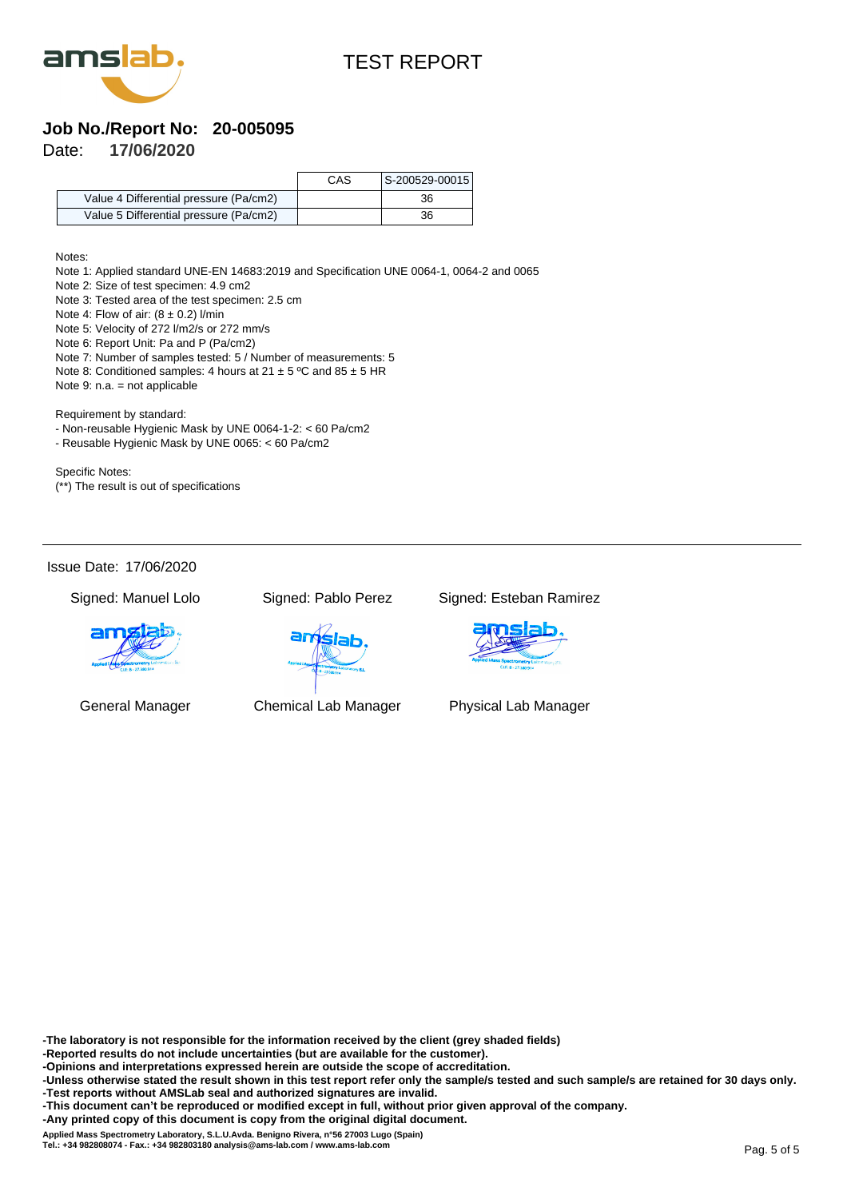TEST REPORT

**Job No./Report No: 20-005095**

Date: **17/06/2020**

| | CAS | S-200529-00015 |
|---|---|---|
| Value 4 Differential pressure (Pa/cm2) | | 36 |
| Value 5 Differential pressure (Pa/cm2) | | 36 |

Notes:

Note 1: Applied standard UNE-EN 14683:2019 and Specification UNE 0064-1, 0064-2 and 0065
Note 2: Size of test specimen: 4.9 cm2
Note 3: Tested area of the test specimen: 2.5 cm
Note 4: Flow of air: (8 ± 0.2) l/min
Note 5: Velocity of 272 l/m2/s or 272 mm/s
Note 6: Report Unit: Pa and P (Pa/cm2)
Note 7: Number of samples tested: 5 / Number of measurements: 5
Note 8: Conditioned samples: 4 hours at 21 ± 5 ºC and 85 ± 5 HR
Note 9: n.a. = not applicable

Requirement by standard:

- Non-reusable Hygienic Mask by UNE 0064-1-2: < 60 Pa/cm2
- Reusable Hygienic Mask by UNE 0065: < 60 Pa/cm2

Specific Notes:

(**) The result is out of specifications

---

Issue Date: 17/06/2020

| Signed: Manuel Lolo | Signed: Pablo Perez | Signed: Esteban Ramirez |
|---|---|---|
| General Manager | Chemical Lab Manager | Physical Lab Manager |

**-The laboratory is not responsible for the information received by the client (grey shaded fields)**
**-Reported results do not include uncertainties (but are available for the customer).**
**-Opinions and interpretations expressed herein are outside the scope of accreditation.**
**-Unless otherwise stated the result shown in this test report refer only the sample/s tested and such sample/s are retained for 30 days only.**
**-Test reports without AMSLab seal and authorized signatures are invalid.**
**-This document can't be reproduced or modified except in full, without prior given approval of the company.**
**-Any printed copy of this document is copy from the original digital document.**

**Applied Mass Spectrometry Laboratory, S.L.U.Avda. Benigno Rivera, n°56 27003 Lugo (Spain)**
**Tel.: +34 982808074 - Fax.: +34 982803180 analysis@ams-lab.com / www.ams-lab.com**